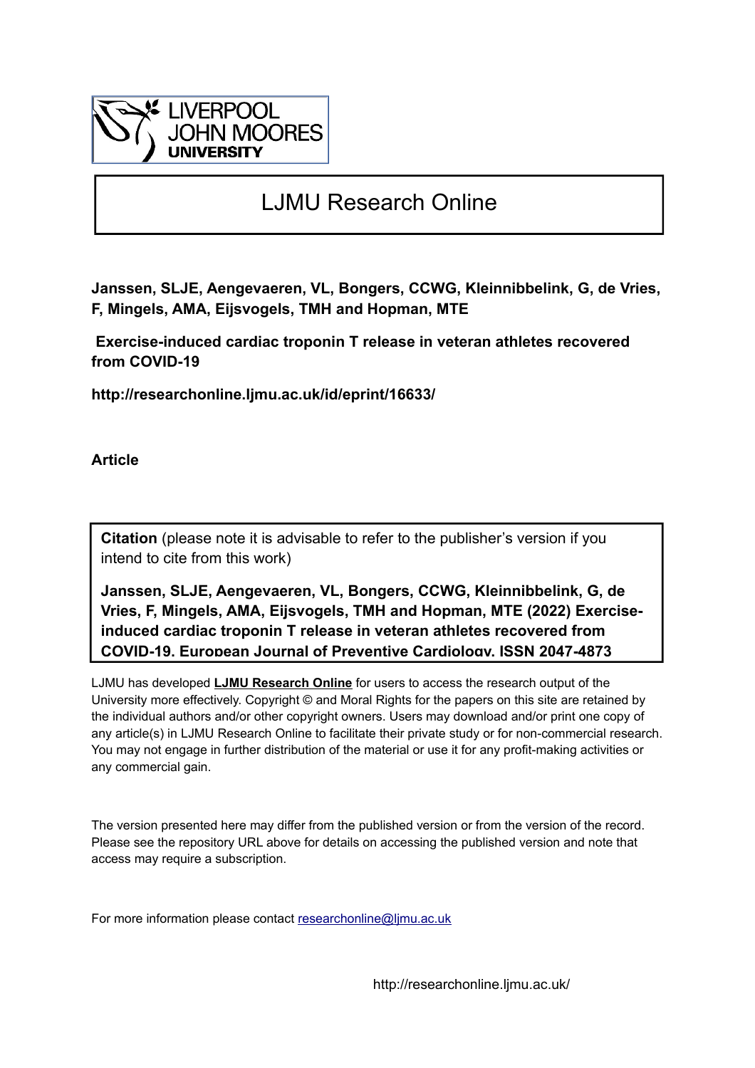LIVERPOOL
JOHN MOORES
UNIVERSITY

# LJMU Research Online

**Janssen, SLJE, Aengevaeren, VL, Bongers, CCWG, Kleinnibbelink, G, de Vries, F, Mingels, AMA, Eijsvogels, TMH and Hopman, MTE**

**Exercise-induced cardiac troponin T release in veteran athletes recovered from COVID-19**

**http://researchonline.ljmu.ac.uk/id/eprint/16633/**

**Article**

**Citation** (please note it is advisable to refer to the publisher's version if you intend to cite from this work)

**Janssen, SLJE, Aengevaeren, VL, Bongers, CCWG, Kleinnibbelink, G, de Vries, F, Mingels, AMA, Eijsvogels, TMH and Hopman, MTE (2022) Exercise-induced cardiac troponin T release in veteran athletes recovered from COVID-19. European Journal of Preventive Cardiology. ISSN 2047-4873**

LJMU has developed **LJMU Research Online** for users to access the research output of the University more effectively. Copyright © and Moral Rights for the papers on this site are retained by the individual authors and/or other copyright owners. Users may download and/or print one copy of any article(s) in LJMU Research Online to facilitate their private study or for non-commercial research. You may not engage in further distribution of the material or use it for any profit-making activities or any commercial gain.

The version presented here may differ from the published version or from the version of the record. Please see the repository URL above for details on accessing the published version and note that access may require a subscription.

For more information please contact researchonline@ljmu.ac.uk

http://researchonline.ljmu.ac.uk/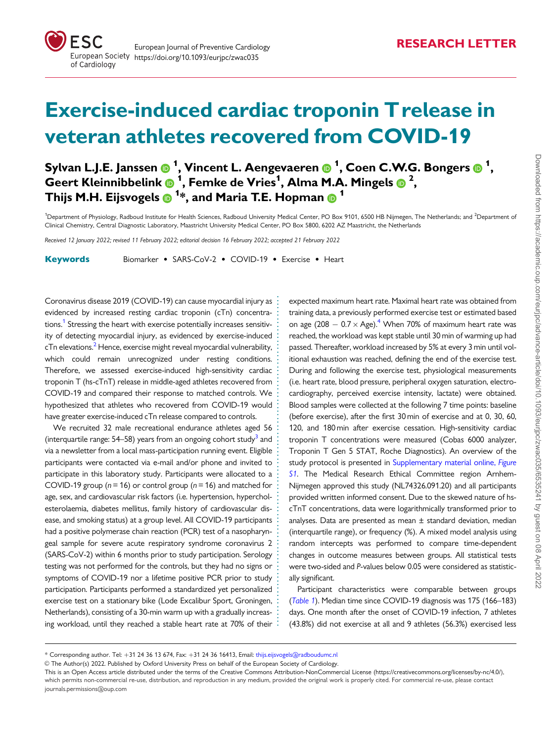# Exercise-induced cardiac troponin T release in veteran athletes recovered from COVID-19

**Sylvan L.J.E. Janssen** [1], **Vincent L. Aengevaeren** [1], **Coen C.W.G. Bongers** [1], **Geert Kleinnibbelink** [1], **Femke de Vries** [1], **Alma M.A. Mingels** [2], **Thijs M.H. Eijsvogels** [1]*, **and Maria T.E. Hopman** [1]

[1]Department of Physiology, Radboud Institute for Health Sciences, Radboud University Medical Center, PO Box 9101, 6500 HB Nijmegen, The Netherlands; and [2]Department of Clinical Chemistry, Central Diagnostic Laboratory, Maastricht University Medical Center, PO Box 5800, 6202 AZ Maastricht, the Netherlands

*Received 12 January 2022; revised 11 February 2022; editorial decision 16 February 2022; accepted 21 February 2022*

**Keywords** Biomarker • SARS-CoV-2 • COVID-19 • Exercise • Heart

Coronavirus disease 2019 (COVID-19) can cause myocardial injury as evidenced by increased resting cardiac troponin (cTn) concentrations.[1] Stressing the heart with exercise potentially increases sensitivity of detecting myocardial injury, as evidenced by exercise-induced cTn elevations.[2] Hence, exercise might reveal myocardial vulnerability, which could remain unrecognized under resting conditions. Therefore, we assessed exercise-induced high-sensitivity cardiac troponin T (hs-cTnT) release in middle-aged athletes recovered from COVID-19 and compared their response to matched controls. We hypothesized that athletes who recovered from COVID-19 would have greater exercise-induced cTn release compared to controls.

We recruited 32 male recreational endurance athletes aged 56 (interquartile range: 54–58) years from an ongoing cohort study[3] and via a newsletter from a local mass-participation running event. Eligible participants were contacted via e-mail and/or phone and invited to participate in this laboratory study. Participants were allocated to a COVID-19 group ($n = 16$) or control group ($n = 16$) and matched for age, sex, and cardiovascular risk factors (i.e. hypertension, hypercholesterolaemia, diabetes mellitus, family history of cardiovascular disease, and smoking status) at a group level. All COVID-19 participants had a positive polymerase chain reaction (PCR) test of a nasopharyngeal sample for severe acute respiratory syndrome coronavirus 2 (SARS-CoV-2) within 6 months prior to study participation. Serology testing was not performed for the controls, but they had no signs or symptoms of COVID-19 nor a lifetime positive PCR prior to study participation. Participants performed a standardized yet personalized exercise test on a stationary bike (Lode Excalibur Sport, Groningen, Netherlands), consisting of a 30-min warm up with a gradually increasing workload, until they reached a stable heart rate at 70% of their expected maximum heart rate. Maximal heart rate was obtained from training data, a previously performed exercise test or estimated based on age ($208 - 0.7 \times \text{Age}$).[4] When 70% of maximum heart rate was reached, the workload was kept stable until 30 min of warming up had passed. Thereafter, workload increased by 5% at every 3 min until volitional exhaustion was reached, defining the end of the exercise test. During and following the exercise test, physiological measurements (i.e. heart rate, blood pressure, peripheral oxygen saturation, electrocardiography, perceived exercise intensity, lactate) were obtained. Blood samples were collected at the following 7 time points: baseline (before exercise), after the first 30 min of exercise and at 0, 30, 60, 120, and 180 min after exercise cessation. High-sensitivity cardiac troponin T concentrations were measured (Cobas 6000 analyzer, Troponin T Gen 5 STAT, Roche Diagnostics). An overview of the study protocol is presented in Supplementary material online, *Figure S1*. The Medical Research Ethical Committee region Arnhem-Nijmegen approved this study (NL74326.091.20) and all participants provided written informed consent. Due to the skewed nature of hs-cTnT concentrations, data were logarithmically transformed prior to analyses. Data are presented as mean ± standard deviation, median (interquartile range), or frequency (%). A mixed model analysis using random intercepts was performed to compare time-dependent changes in outcome measures between groups. All statistical tests were two-sided and *P*-values below 0.05 were considered as statistically significant.

Participant characteristics were comparable between groups (*Table 1*). Median time since COVID-19 diagnosis was 175 (166–183) days. One month after the onset of COVID-19 infection, 7 athletes (43.8%) did not exercise at all and 9 athletes (56.3%) exercised less

\* Corresponding author. Tel: +31 24 36 13 674, Fax: +31 24 36 16413, Email: thijs.eijsvogels@radboudumc.nl

© The Author(s) 2022. Published by Oxford University Press on behalf of the European Society of Cardiology.

This is an Open Access article distributed under the terms of the Creative Commons Attribution-NonCommercial License (https://creativecommons.org/licenses/by-nc/4.0/), which permits non-commercial re-use, distribution, and reproduction in any medium, provided the original work is properly cited. For commercial re-use, please contact journals.permissions@oup.com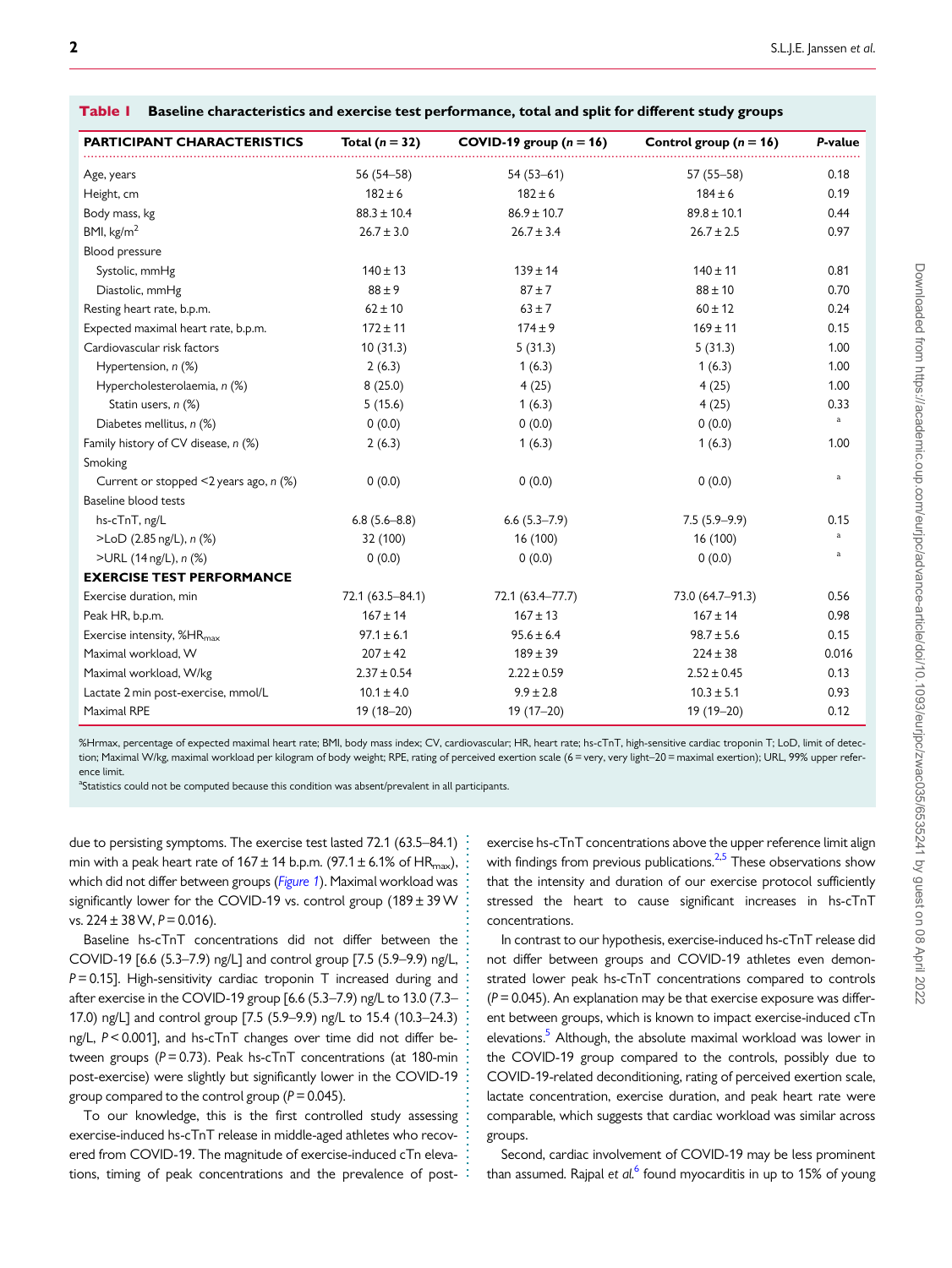**Table 1 Baseline characteristics and exercise test performance, total and split for different study groups**

| PARTICIPANT CHARACTERISTICS | Total (n = 32) | COVID-19 group (n = 16) | Control group (n = 16) | P-value |
|---|---|---|---|---|
| Age, years | 56 (54–58) | 54 (53–61) | 57 (55–58) | 0.18 |
| Height, cm | 182 ± 6 | 182 ± 6 | 184 ± 6 | 0.19 |
| Body mass, kg | 88.3 ± 10.4 | 86.9 ± 10.7 | 89.8 ± 10.1 | 0.44 |
| BMI, kg/m$^2$ | 26.7 ± 3.0 | 26.7 ± 3.4 | 26.7 ± 2.5 | 0.97 |
| Blood pressure | | | | |
| Systolic, mmHg | 140 ± 13 | 139 ± 14 | 140 ± 11 | 0.81 |
| Diastolic, mmHg | 88 ± 9 | 87 ± 7 | 88 ± 10 | 0.70 |
| Resting heart rate, b.p.m. | 62 ± 10 | 63 ± 7 | 60 ± 12 | 0.24 |
| Expected maximal heart rate, b.p.m. | 172 ± 11 | 174 ± 9 | 169 ± 11 | 0.15 |
| Cardiovascular risk factors | 10 (31.3) | 5 (31.3) | 5 (31.3) | 1.00 |
| Hypertension, n (%) | 2 (6.3) | 1 (6.3) | 1 (6.3) | 1.00 |
| Hypercholesterolaemia, n (%) | 8 (25.0) | 4 (25) | 4 (25) | 1.00 |
| Statin users, n (%) | 5 (15.6) | 1 (6.3) | 4 (25) | 0.33 |
| Diabetes mellitus, n (%) | 0 (0.0) | 0 (0.0) | 0 (0.0) | [a] |
| Family history of CV disease, n (%) | 2 (6.3) | 1 (6.3) | 1 (6.3) | 1.00 |
| Smoking | | | | |
| Current or stopped <2 years ago, n (%) | 0 (0.0) | 0 (0.0) | 0 (0.0) | [a] |
| Baseline blood tests | | | | |
| hs-cTnT, ng/L | 6.8 (5.6–8.8) | 6.6 (5.3–7.9) | 7.5 (5.9–9.9) | 0.15 |
| >LoD (2.85 ng/L), n (%) | 32 (100) | 16 (100) | 16 (100) | [a] |
| >URL (14 ng/L), n (%) | 0 (0.0) | 0 (0.0) | 0 (0.0) | [a] |
| **EXERCISE TEST PERFORMANCE** | | | | |
| Exercise duration, min | 72.1 (63.5–84.1) | 72.1 (63.4–77.7) | 73.0 (64.7–91.3) | 0.56 |
| Peak HR, b.p.m. | 167 ± 14 | 167 ± 13 | 167 ± 14 | 0.98 |
| Exercise intensity, %HR$_{max}$ | 97.1 ± 6.1 | 95.6 ± 6.4 | 98.7 ± 5.6 | 0.15 |
| Maximal workload, W | 207 ± 42 | 189 ± 39 | 224 ± 38 | 0.016 |
| Maximal workload, W/kg | 2.37 ± 0.54 | 2.22 ± 0.59 | 2.52 ± 0.45 | 0.13 |
| Lactate 2 min post-exercise, mmol/L | 10.1 ± 4.0 | 9.9 ± 2.8 | 10.3 ± 5.1 | 0.93 |
| Maximal RPE | 19 (18–20) | 19 (17–20) | 19 (19–20) | 0.12 |

%Hrmax, percentage of expected maximal heart rate; BMI, body mass index; CV, cardiovascular; HR, heart rate; hs-cTnT, high-sensitive cardiac troponin T; LoD, limit of detection; Maximal W/kg, maximal workload per kilogram of body weight; RPE, rating of perceived exertion scale (6 = very, very light–20 = maximal exertion); URL, 99% upper reference limit.

[a]Statistics could not be computed because this condition was absent/prevalent in all participants.

due to persisting symptoms. The exercise test lasted 72.1 (63.5–84.1) min with a peak heart rate of 167 ± 14 b.p.m. (97.1 ± 6.1% of HR$_{max}$), which did not differ between groups (*Figure 1*). Maximal workload was significantly lower for the COVID-19 vs. control group (189 ± 39 W vs. 224 ± 38 W, $P = 0.016$).

Baseline hs-cTnT concentrations did not differ between the COVID-19 [6.6 (5.3–7.9) ng/L] and control group [7.5 (5.9–9.9) ng/L, $P = 0.15$]. High-sensitivity cardiac troponin T increased during and after exercise in the COVID-19 group [6.6 (5.3–7.9) ng/L to 13.0 (7.3–17.0) ng/L] and control group [7.5 (5.9–9.9) ng/L to 15.4 (10.3–24.3) ng/L, $P < 0.001$], and hs-cTnT changes over time did not differ between groups ($P = 0.73$). Peak hs-cTnT concentrations (at 180-min post-exercise) were slightly but significantly lower in the COVID-19 group compared to the control group ($P = 0.045$).

To our knowledge, this is the first controlled study assessing exercise-induced hs-cTnT release in middle-aged athletes who recovered from COVID-19. The magnitude of exercise-induced cTn elevations, timing of peak concentrations and the prevalence of post-exercise hs-cTnT concentrations above the upper reference limit align with findings from previous publications.[2,5] These observations show that the intensity and duration of our exercise protocol sufficiently stressed the heart to cause significant increases in hs-cTnT concentrations.

In contrast to our hypothesis, exercise-induced hs-cTnT release did not differ between groups and COVID-19 athletes even demonstrated lower peak hs-cTnT concentrations compared to controls ($P = 0.045$). An explanation may be that exercise exposure was different between groups, which is known to impact exercise-induced cTn elevations.[5] Although, the absolute maximal workload was lower in the COVID-19 group compared to the controls, possibly due to COVID-19-related deconditioning, rating of perceived exertion scale, lactate concentration, exercise duration, and peak heart rate were comparable, which suggests that cardiac workload was similar across groups.

Second, cardiac involvement of COVID-19 may be less prominent than assumed. Rajpal *et al.*[6] found myocarditis in up to 15% of young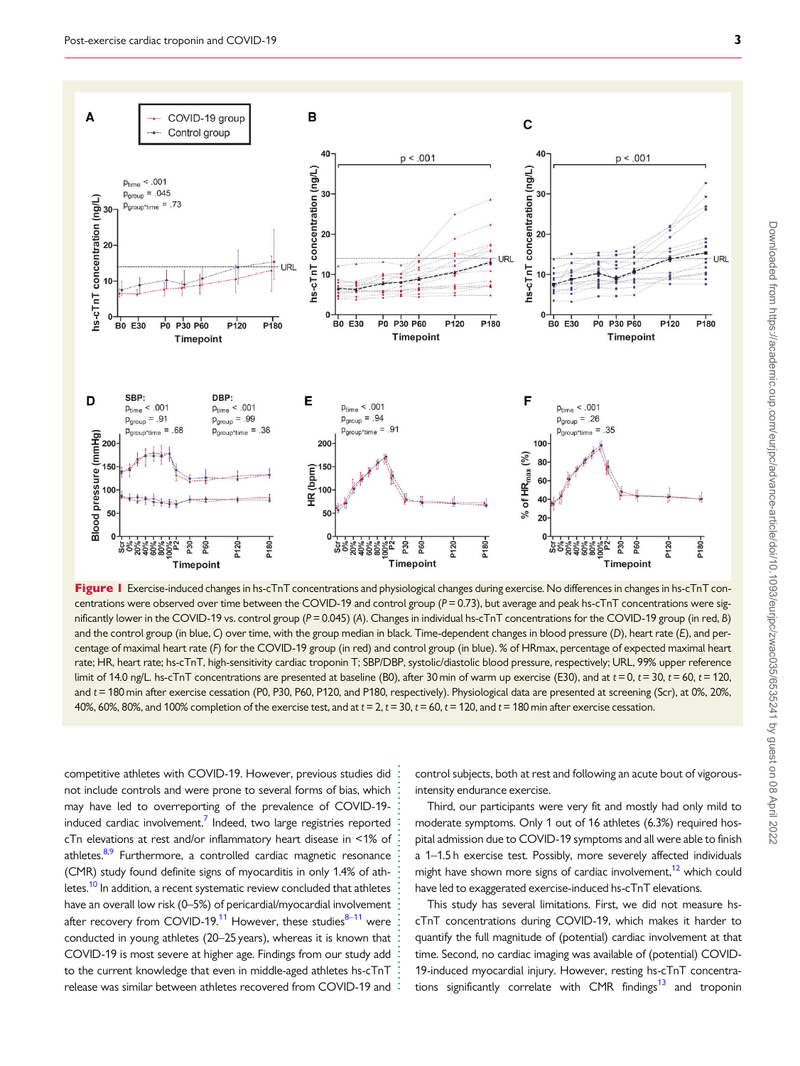**Figure 1** Exercise-induced changes in hs-cTnT concentrations and physiological changes during exercise. No differences in changes in hs-cTnT concentrations were observed over time between the COVID-19 and control group ($P = 0.73$), but average and peak hs-cTnT concentrations were significantly lower in the COVID-19 vs. control group ($P = 0.045$) (*A*). Changes in individual hs-cTnT concentrations for the COVID-19 group (in red, *B*) and the control group (in blue, *C*) over time, with the group median in black. Time-dependent changes in blood pressure (*D*), heart rate (*E*), and percentage of maximal heart rate (*F*) for the COVID-19 group (in red) and control group (in blue). % of HRmax, percentage of expected maximal heart rate; HR, heart rate; hs-cTnT, high-sensitivity cardiac troponin T; SBP/DBP, systolic/diastolic blood pressure, respectively; URL, 99% upper reference limit of 14.0 ng/L. hs-cTnT concentrations are presented at baseline (B0), after 30 min of warm up exercise (E30), and at $t = 0$, $t = 30$, $t = 60$, $t = 120$, and $t = 180$ min after exercise cessation (P0, P30, P60, P120, and P180, respectively). Physiological data are presented at screening (Scr), at 0%, 20%, 40%, 60%, 80%, and 100% completion of the exercise test, and at $t = 2$, $t = 30$, $t = 60$, $t = 120$, and $t = 180$ min after exercise cessation.

competitive athletes with COVID-19. However, previous studies did not include controls and were prone to several forms of bias, which may have led to overreporting of the prevalence of COVID-19-induced cardiac involvement.[7] Indeed, two large registries reported cTn elevations at rest and/or inflammatory heart disease in <1% of athletes.[8,9] Furthermore, a controlled cardiac magnetic resonance (CMR) study found definite signs of myocarditis in only 1.4% of athletes.[10] In addition, a recent systematic review concluded that athletes have an overall low risk (0–5%) of pericardial/myocardial involvement after recovery from COVID-19.[11] However, these studies[8–11] were conducted in young athletes (20–25 years), whereas it is known that COVID-19 is most severe at higher age. Findings from our study add to the current knowledge that even in middle-aged athletes hs-cTnT release was similar between athletes recovered from COVID-19 and control subjects, both at rest and following an acute bout of vigorous-intensity endurance exercise.

Third, our participants were very fit and mostly had only mild to moderate symptoms. Only 1 out of 16 athletes (6.3%) required hospital admission due to COVID-19 symptoms and all were able to finish a 1–1.5 h exercise test. Possibly, more severely affected individuals might have shown more signs of cardiac involvement,[12] which could have led to exaggerated exercise-induced hs-cTnT elevations.

This study has several limitations. First, we did not measure hs-cTnT concentrations during COVID-19, which makes it harder to quantify the full magnitude of (potential) cardiac involvement at that time. Second, no cardiac imaging was available of (potential) COVID-19-induced myocardial injury. However, resting hs-cTnT concentrations significantly correlate with CMR findings[13] and troponin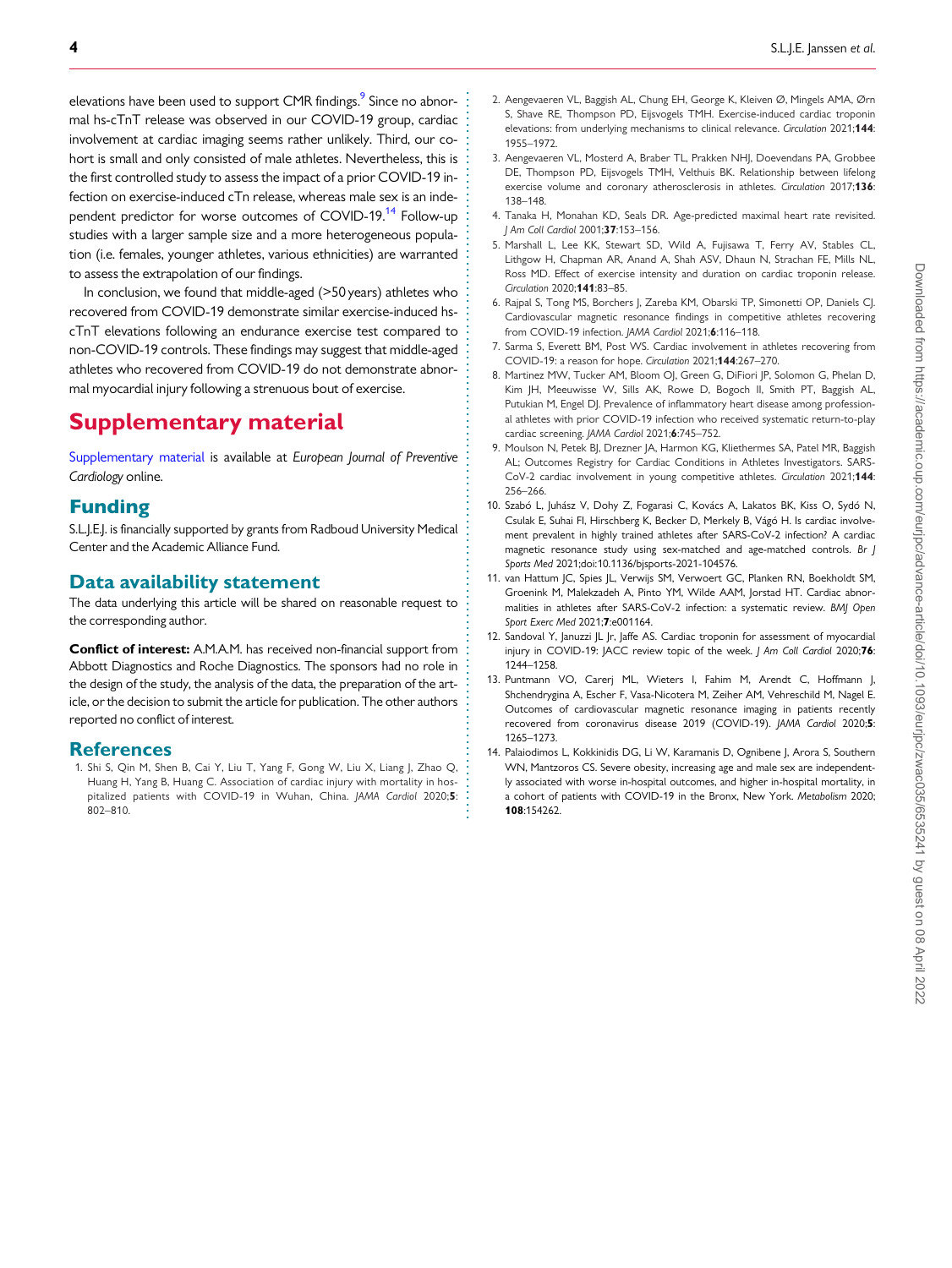elevations have been used to support CMR findings.[9] Since no abnormal hs-cTnT release was observed in our COVID-19 group, cardiac involvement at cardiac imaging seems rather unlikely. Third, our cohort is small and only consisted of male athletes. Nevertheless, this is the first controlled study to assess the impact of a prior COVID-19 infection on exercise-induced cTn release, whereas male sex is an independent predictor for worse outcomes of COVID-19.[14] Follow-up studies with a larger sample size and a more heterogeneous population (i.e. females, younger athletes, various ethnicities) are warranted to assess the extrapolation of our findings.

In conclusion, we found that middle-aged (>50 years) athletes who recovered from COVID-19 demonstrate similar exercise-induced hs-cTnT elevations following an endurance exercise test compared to non-COVID-19 controls. These findings may suggest that middle-aged athletes who recovered from COVID-19 do not demonstrate abnormal myocardial injury following a strenuous bout of exercise.

# Supplementary material

Supplementary material is available at *European Journal of Preventive Cardiology* online.

## Funding

S.L.J.E.J. is financially supported by grants from Radboud University Medical Center and the Academic Alliance Fund.

## Data availability statement

The data underlying this article will be shared on reasonable request to the corresponding author.

**Conflict of interest:** A.M.A.M. has received non-financial support from Abbott Diagnostics and Roche Diagnostics. The sponsors had no role in the design of the study, the analysis of the data, the preparation of the article, or the decision to submit the article for publication. The other authors reported no conflict of interest.

## References

1. Shi S, Qin M, Shen B, Cai Y, Liu T, Yang F, Gong W, Liu X, Liang J, Zhao Q, Huang H, Yang B, Huang C. Association of cardiac injury with mortality in hospitalized patients with COVID-19 in Wuhan, China. *JAMA Cardiol* 2020;**5**:802–810.
2. Aengevaeren VL, Baggish AL, Chung EH, George K, Kleiven Ø, Mingels AMA, Ørn S, Shave RE, Thompson PD, Eijsvogels TMH. Exercise-induced cardiac troponin elevations: from underlying mechanisms to clinical relevance. *Circulation* 2021;**144**:1955–1972.
3. Aengevaeren VL, Mosterd A, Braber TL, Prakken NHJ, Doevendans PA, Grobbee DE, Thompson PD, Eijsvogels TMH, Velthuis BK. Relationship between lifelong exercise volume and coronary atherosclerosis in athletes. *Circulation* 2017;**136**:138–148.
4. Tanaka H, Monahan KD, Seals DR. Age-predicted maximal heart rate revisited. *J Am Coll Cardiol* 2001;**37**:153–156.
5. Marshall L, Lee KK, Stewart SD, Wild A, Fujisawa T, Ferry AV, Stables CL, Lithgow H, Chapman AR, Anand A, Shah ASV, Dhaun N, Strachan FE, Mills NL, Ross MD. Effect of exercise intensity and duration on cardiac troponin release. *Circulation* 2020;**141**:83–85.
6. Rajpal S, Tong MS, Borchers J, Zareba KM, Obarski TP, Simonetti OP, Daniels CJ. Cardiovascular magnetic resonance findings in competitive athletes recovering from COVID-19 infection. *JAMA Cardiol* 2021;**6**:116–118.
7. Sarma S, Everett BM, Post WS. Cardiac involvement in athletes recovering from COVID-19: a reason for hope. *Circulation* 2021;**144**:267–270.
8. Martinez MW, Tucker AM, Bloom OJ, Green G, DiFiori JP, Solomon G, Phelan D, Kim JH, Meeuwisse W, Sills AK, Rowe D, Bogoch II, Smith PT, Baggish AL, Putukian M, Engel DJ. Prevalence of inflammatory heart disease among professional athletes with prior COVID-19 infection who received systematic return-to-play cardiac screening. *JAMA Cardiol* 2021;**6**:745–752.
9. Moulson N, Petek BJ, Drezner JA, Harmon KG, Kliethermes SA, Patel MR, Baggish AL; Outcomes Registry for Cardiac Conditions in Athletes Investigators. SARS-CoV-2 cardiac involvement in young competitive athletes. *Circulation* 2021;**144**:256–266.
10. Szabó L, Juhász V, Dohy Z, Fogarasi C, Kovács A, Lakatos BK, Kiss O, Sydó N, Csulak E, Suhai FI, Hirschberg K, Becker D, Merkely B, Vágó H. Is cardiac involvement prevalent in highly trained athletes after SARS-CoV-2 infection? A cardiac magnetic resonance study using sex-matched and age-matched controls. *Br J Sports Med* 2021;doi:10.1136/bjsports-2021-104576.
11. van Hattum JC, Spies JL, Verwijs SM, Verwoert GC, Planken RN, Boekholdt SM, Groenink M, Malekzadeh A, Pinto YM, Wilde AAM, Jorstad HT. Cardiac abnormalities in athletes after SARS-CoV-2 infection: a systematic review. *BMJ Open Sport Exerc Med* 2021;**7**:e001164.
12. Sandoval Y, Januzzi JL Jr, Jaffe AS. Cardiac troponin for assessment of myocardial injury in COVID-19: JACC review topic of the week. *J Am Coll Cardiol* 2020;**76**:1244–1258.
13. Puntmann VO, Carerj ML, Wieters I, Fahim M, Arendt C, Hoffmann J, Shchendrygina A, Escher F, Vasa-Nicotera M, Zeiher AM, Vehreschild M, Nagel E. Outcomes of cardiovascular magnetic resonance imaging in patients recently recovered from coronavirus disease 2019 (COVID-19). *JAMA Cardiol* 2020;**5**:1265–1273.
14. Palaiodimos L, Kokkinidis DG, Li W, Karamanis D, Ognibene J, Arora S, Southern WN, Mantzoros CS. Severe obesity, increasing age and male sex are independently associated with worse in-hospital outcomes, and higher in-hospital mortality, in a cohort of patients with COVID-19 in the Bronx, New York. *Metabolism* 2020;**108**:154262.